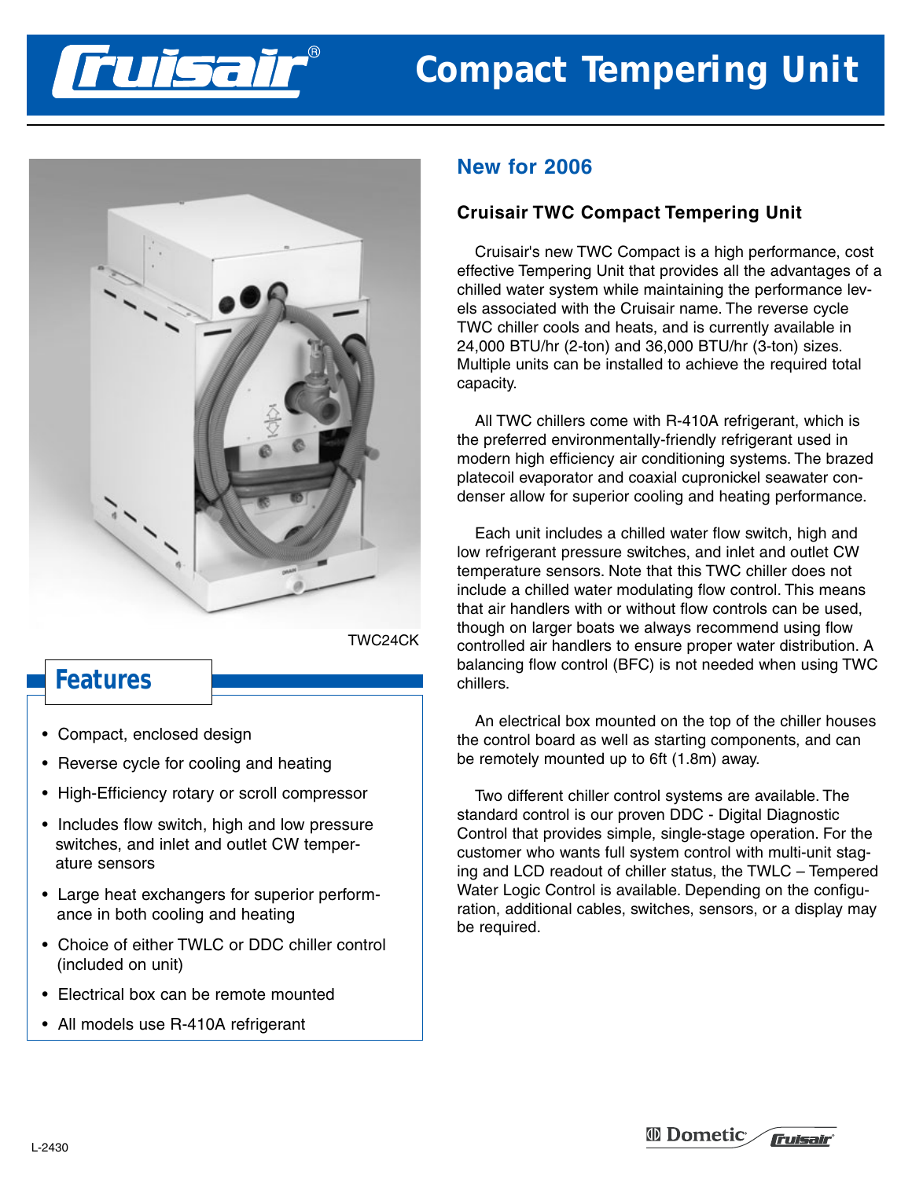# Compact Tempering Unit

TWC24CK

## Features

- Compact, enclosed design
- Reverse cycle for cooling and heating
- High-Efficiency rotary or scroll compressor
- Includes flow switch, high and low pressure switches, and inlet and outlet CW temperature sensors
- Large heat exchangers for superior performance in both cooling and heating
- Choice of either TWLC or DDC chiller control (included on unit)
- Electrical box can be remote mounted
- All models use R-410A refrigerant

## New for 2006

### Cruisair TWC Compact Tempering Unit

Cruisair's new TWC Compact is a high performance, cost effective Tempering Unit that provides all the advantages of a chilled water system while maintaining the performance levels associated with the Cruisair name. The reverse cycle TWC chiller cools and heats, and is currently available in 24,000 BTU/hr (2-ton) and 36,000 BTU/hr (3-ton) sizes. Multiple units can be installed to achieve the required total capacity.

All TWC chillers come with R-410A refrigerant, which is the preferred environmentally-friendly refrigerant used in modern high efficiency air conditioning systems. The brazed platecoil evaporator and coaxial cupronickel seawater condenser allow for superior cooling and heating performance.

Each unit includes a chilled water flow switch, high and low refrigerant pressure switches, and inlet and outlet CW temperature sensors. Note that this TWC chiller does not include a chilled water modulating flow control. This means that air handlers with or without flow controls can be used, though on larger boats we always recommend using flow controlled air handlers to ensure proper water distribution. A balancing flow control (BFC) is not needed when using TWC chillers.

An electrical box mounted on the top of the chiller houses the control board as well as starting components, and can be remotely mounted up to 6ft (1.8m) away.

Two different chiller control systems are available. The standard control is our proven DDC - Digital Diagnostic Control that provides simple, single-stage operation. For the customer who wants full system control with multi-unit staging and LCD readout of chiller status, the TWLC – Tempered Water Logic Control is available. Depending on the configuration, additional cables, switches, sensors, or a display may be required.

L-2430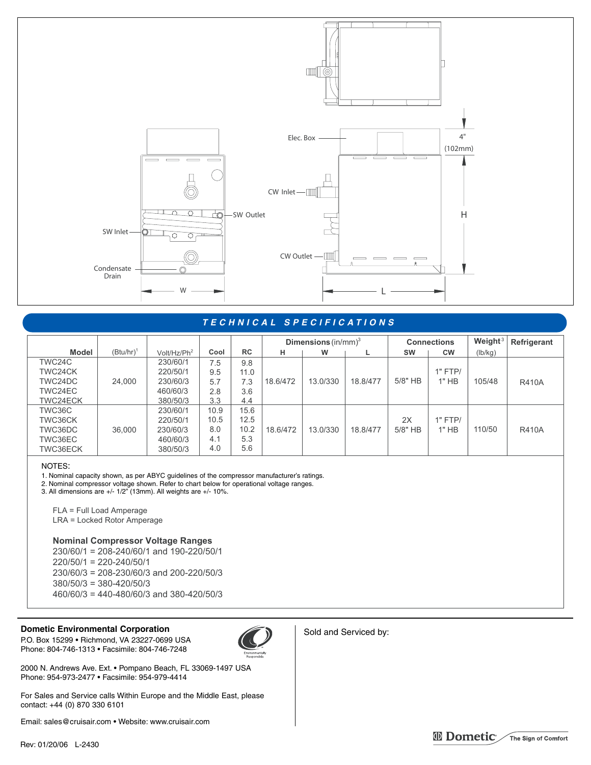Elec. Box

4" (102mm)

CW Inlet

SW Outlet

SW Inlet

H

CW Outlet

Condensate Drain

W

L

## TECHNICAL SPECIFICATIONS

| Model | (Btu/hr)[1] | Volt/Hz/Ph[2] | Cool | RC | Dimensions (in/mm)[3] H | W | L | Connections SW | CW | Weight[3] (lb/kg) | Refrigerant |
|---|---|---|---|---|---|---|---|---|---|---|---|
| TWC24C<br>TWC24CK<br>TWC24DC<br>TWC24EC<br>TWC24ECK | 24,000 | 230/60/1<br>220/50/1<br>230/60/3<br>460/60/3<br>380/50/3 | 7.5<br>9.5<br>5.7<br>2.8<br>3.3 | 9.8<br>11.0<br>7.3<br>3.6<br>4.4 | 18.6/472 | 13.0/330 | 18.8/477 | 5/8" HB | 1" FTP/<br>1" HB | 105/48 | R410A |
| TWC36C<br>TWC36CK<br>TWC36DC<br>TWC36EC<br>TWC36ECK | 36,000 | 230/60/1<br>220/50/1<br>230/60/3<br>460/60/3<br>380/50/3 | 10.9<br>10.5<br>8.0<br>4.1<br>4.0 | 15.6<br>12.5<br>10.2<br>5.3<br>5.6 | 18.6/472 | 13.0/330 | 18.8/477 | 2X<br>5/8" HB | 1" FTP/<br>1" HB | 110/50 | R410A |

NOTES:

1. Nominal capacity shown, as per ABYC guidelines of the compressor manufacturer's ratings.
2. Nominal compressor voltage shown. Refer to chart below for operational voltage ranges.
3. All dimensions are +/- 1/2" (13mm). All weights are +/- 10%.

FLA = Full Load Amperage
LRA = Locked Rotor Amperage

**Nominal Compressor Voltage Ranges**

230/60/1 = 208-240/60/1 and 190-220/50/1
220/50/1 = 220-240/50/1
230/60/3 = 208-230/60/3 and 200-220/50/3
380/50/3 = 380-420/50/3
460/60/3 = 440-480/60/3 and 380-420/50/3

**Dometic Environmental Corporation**
P.O. Box 15299 • Richmond, VA 23227-0699 USA
Phone: 804-746-1313 • Facsimile: 804-746-7248

Environmentally Responsible

2000 N. Andrews Ave. Ext. • Pompano Beach, FL 33069-1497 USA
Phone: 954-973-2477 • Facsimile: 954-979-4414

For Sales and Service calls Within Europe and the Middle East, please contact: +44 (0) 870 330 6101

Email: sales@cruisair.com • Website: www.cruisair.com

Sold and Serviced by:

Rev: 01/20/06 L-2430

Dometic The Sign of Comfort